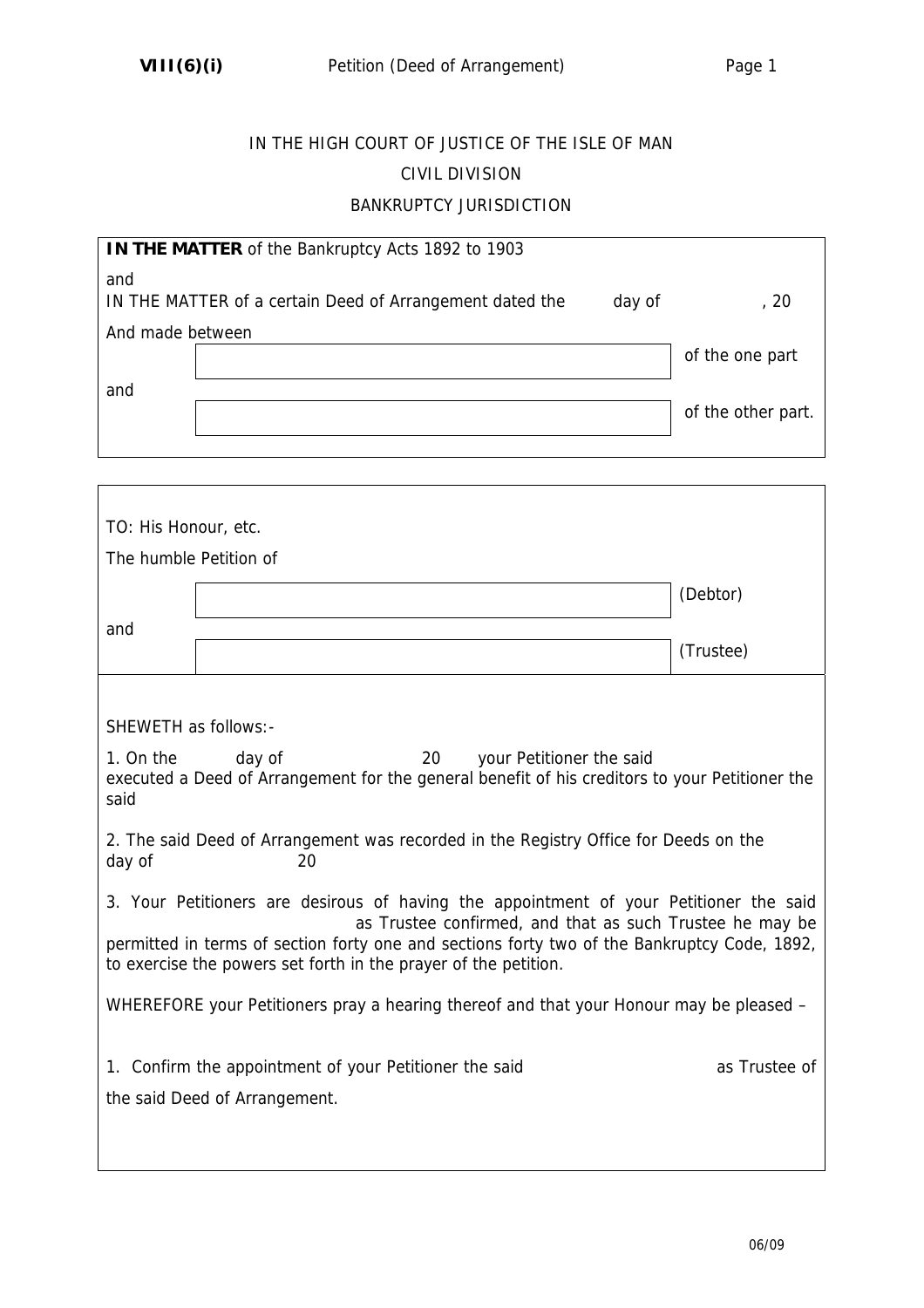IN THE HIGH COURT OF JUSTICE OF THE ISLE OF MAN

CIVIL DIVISION

BANKRUPTCY JURISDICTION

**IN THE MATTER** of the Bankruptcy Acts 1892 to 1903

and

IN THE MATTER of a certain Deed of Arrangement dated the day of , 20

And made between

| | | |
|---|---|---|
| | | of the one part |
| and | | of the other part. |

TO: His Honour, etc.

The humble Petition of

| | | |
|---|---|---|
| | | (Debtor) |
| and | | (Trustee) |

SHEWETH as follows:-

1. On the day of 20 your Petitioner the said executed a Deed of Arrangement for the general benefit of his creditors to your Petitioner the said

2. The said Deed of Arrangement was recorded in the Registry Office for Deeds on the day of 20

3. Your Petitioners are desirous of having the appointment of your Petitioner the said as Trustee confirmed, and that as such Trustee he may be permitted in terms of section forty one and sections forty two of the Bankruptcy Code, 1892, to exercise the powers set forth in the prayer of the petition.

WHEREFORE your Petitioners pray a hearing thereof and that your Honour may be pleased –

1. Confirm the appointment of your Petitioner the said as Trustee of the said Deed of Arrangement.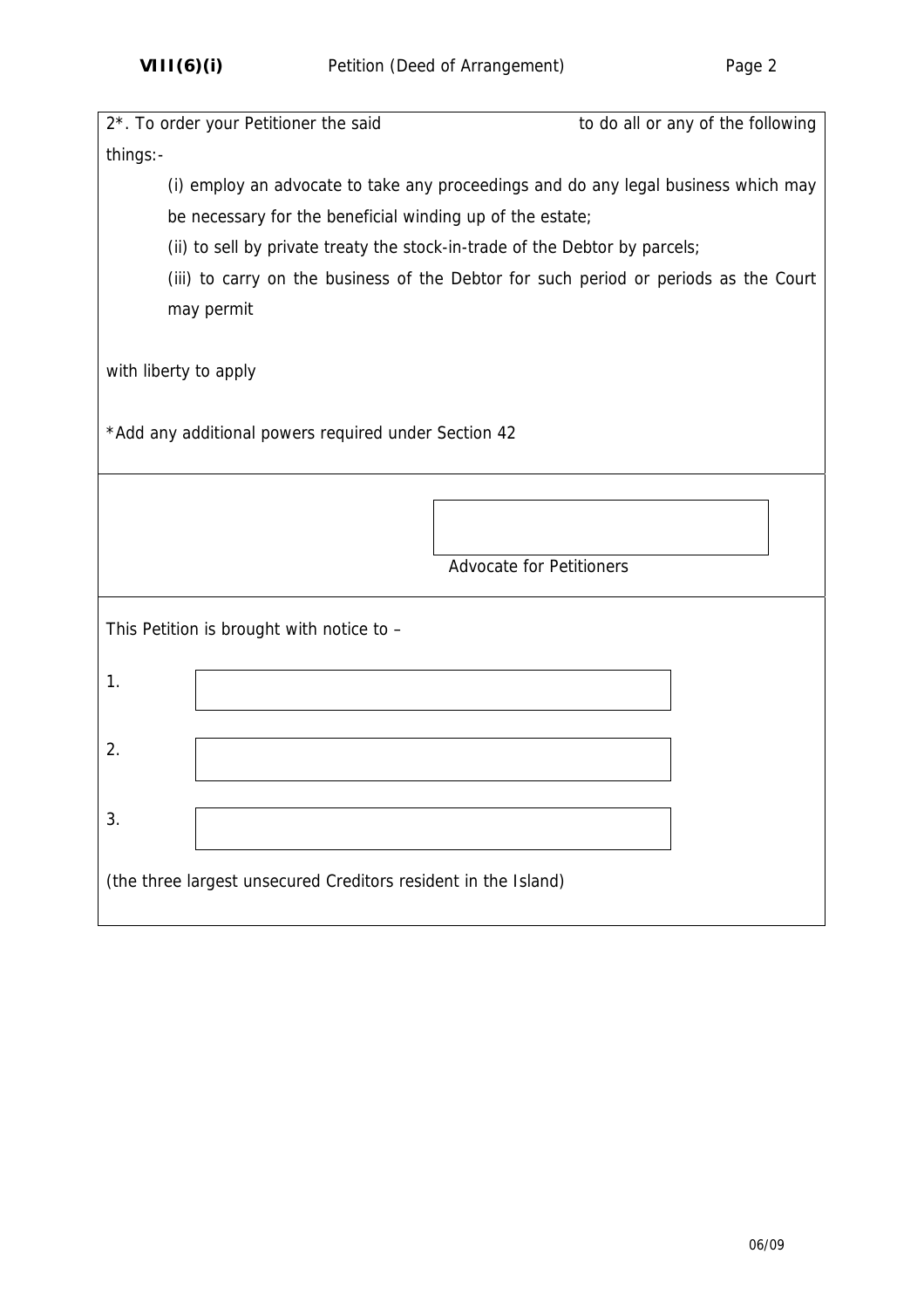2*. To order your Petitioner the said to do all or any of the following things:-

(i) employ an advocate to take any proceedings and do any legal business which may be necessary for the beneficial winding up of the estate;

(ii) to sell by private treaty the stock-in-trade of the Debtor by parcels;

(iii) to carry on the business of the Debtor for such period or periods as the Court may permit

with liberty to apply

*Add any additional powers required under Section 42

Advocate for Petitioners

This Petition is brought with notice to –

1.

2.

3.

(the three largest unsecured Creditors resident in the Island)